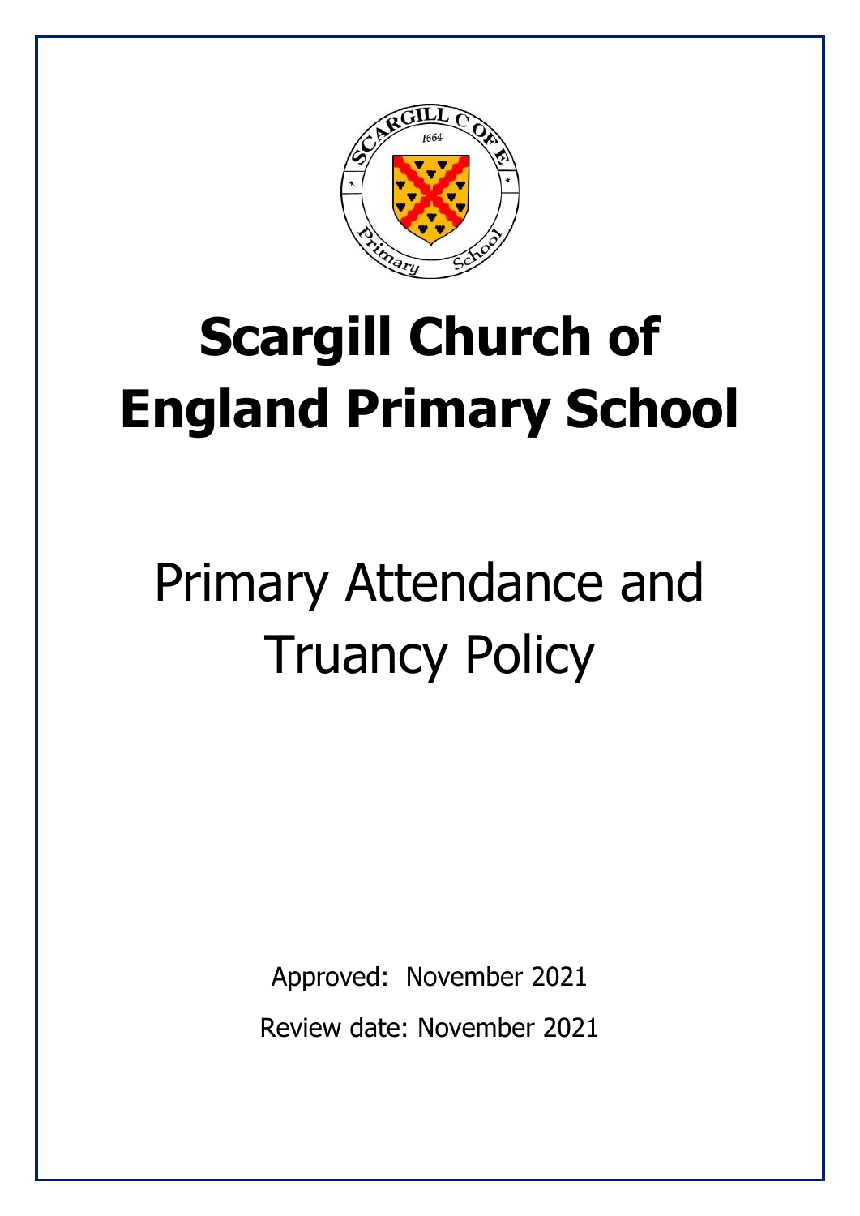# Scargill Church of England Primary School

## Primary Attendance and Truancy Policy

Approved: November 2021

Review date: November 2021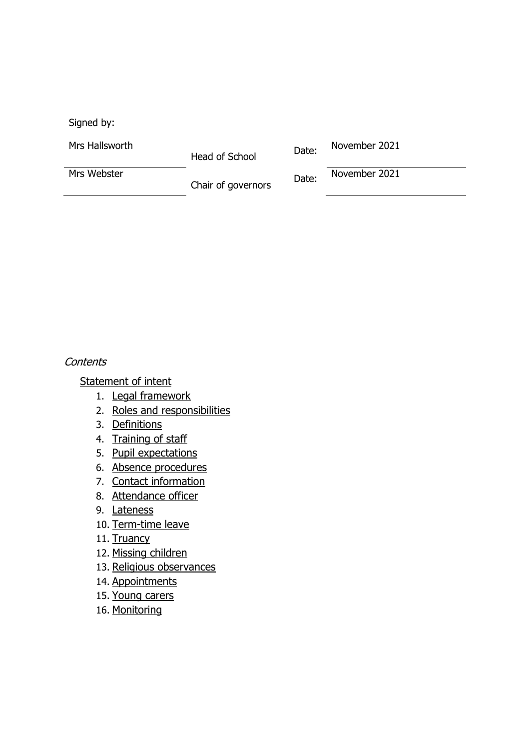Signed by:

| | | | |
|---|---|---|---|
| Mrs Hallsworth | Head of School | Date: | November 2021 |
| Mrs Webster | Chair of governors | Date: | November 2021 |

*Contents*

Statement of intent

1. Legal framework
2. Roles and responsibilities
3. Definitions
4. Training of staff
5. Pupil expectations
6. Absence procedures
7. Contact information
8. Attendance officer
9. Lateness
10. Term-time leave
11. Truancy
12. Missing children
13. Religious observances
14. Appointments
15. Young carers
16. Monitoring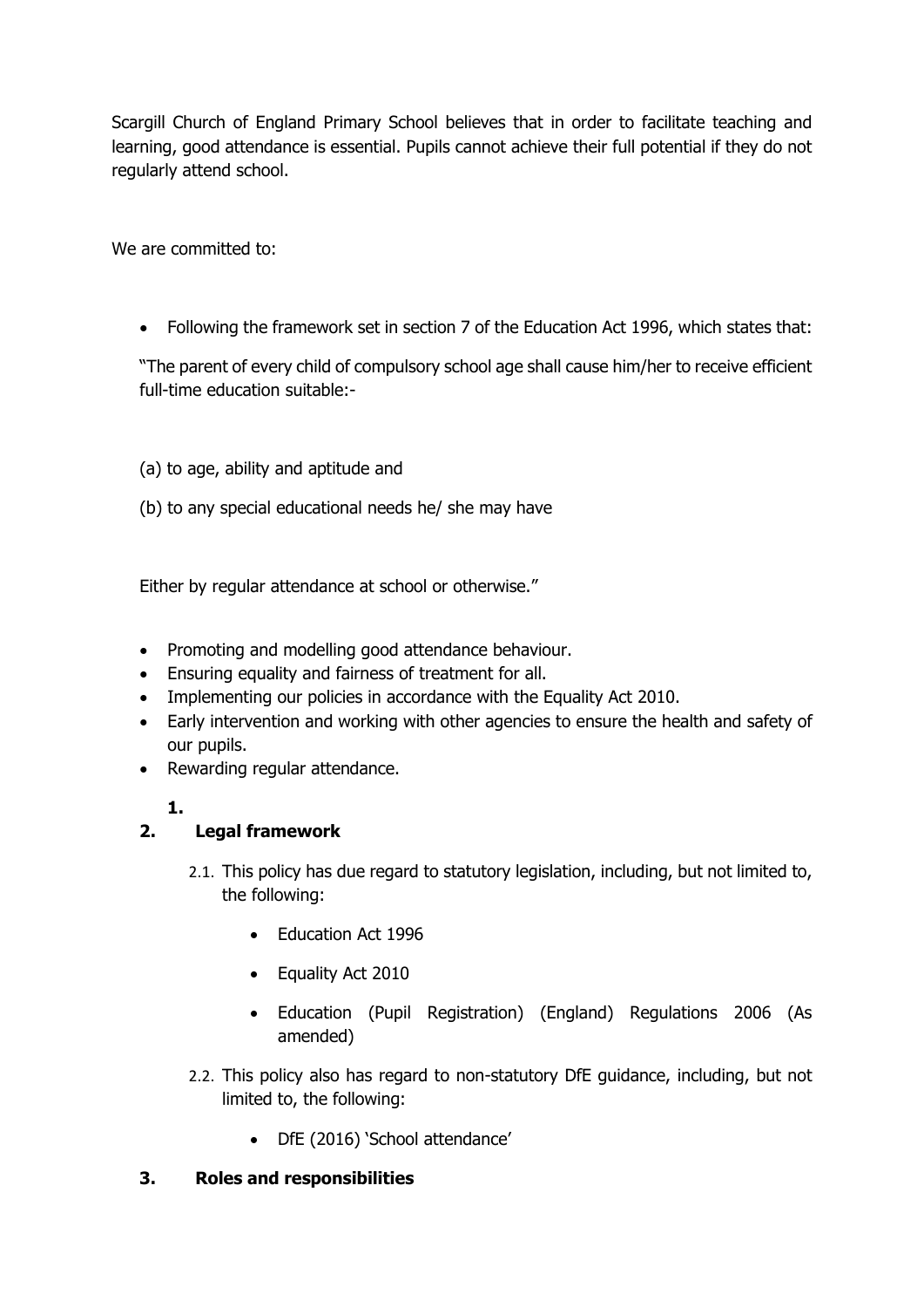Scargill Church of England Primary School believes that in order to facilitate teaching and learning, good attendance is essential. Pupils cannot achieve their full potential if they do not regularly attend school.

We are committed to:

- Following the framework set in section 7 of the Education Act 1996, which states that:

  "The parent of every child of compulsory school age shall cause him/her to receive efficient full-time education suitable:-

  (a) to age, ability and aptitude and

  (b) to any special educational needs he/ she may have

  Either by regular attendance at school or otherwise."

- Promoting and modelling good attendance behaviour.
- Ensuring equality and fairness of treatment for all.
- Implementing our policies in accordance with the Equality Act 2010.
- Early intervention and working with other agencies to ensure the health and safety of our pupils.
- Rewarding regular attendance.

**1.**

## 2. Legal framework

2.1. This policy has due regard to statutory legislation, including, but not limited to, the following:

- Education Act 1996
- Equality Act 2010
- Education (Pupil Registration) (England) Regulations 2006 (As amended)

2.2. This policy also has regard to non-statutory DfE guidance, including, but not limited to, the following:

- DfE (2016) 'School attendance'

## 3. Roles and responsibilities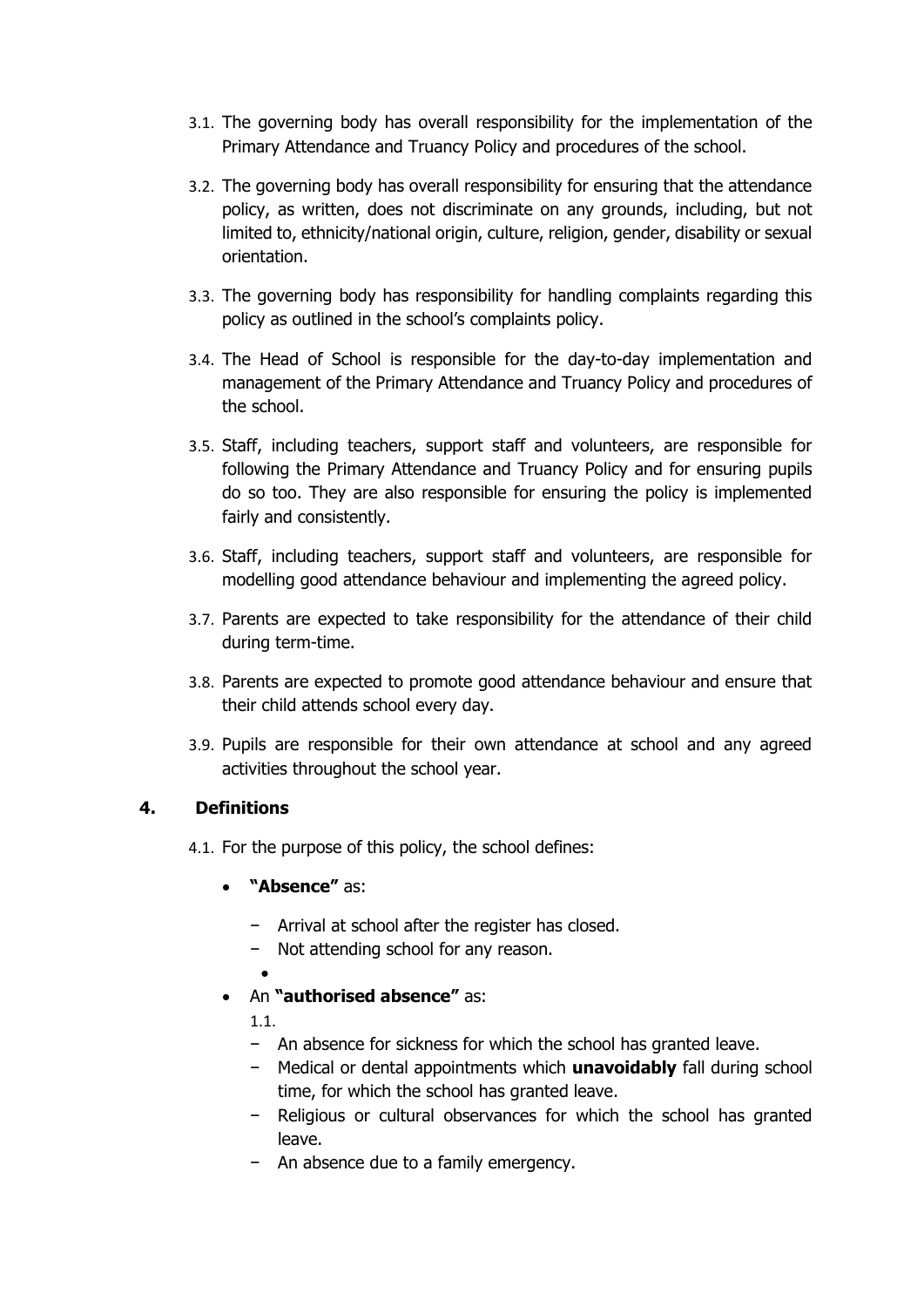3.1. The governing body has overall responsibility for the implementation of the Primary Attendance and Truancy Policy and procedures of the school.

3.2. The governing body has overall responsibility for ensuring that the attendance policy, as written, does not discriminate on any grounds, including, but not limited to, ethnicity/national origin, culture, religion, gender, disability or sexual orientation.

3.3. The governing body has responsibility for handling complaints regarding this policy as outlined in the school's complaints policy.

3.4. The Head of School is responsible for the day-to-day implementation and management of the Primary Attendance and Truancy Policy and procedures of the school.

3.5. Staff, including teachers, support staff and volunteers, are responsible for following the Primary Attendance and Truancy Policy and for ensuring pupils do so too. They are also responsible for ensuring the policy is implemented fairly and consistently.

3.6. Staff, including teachers, support staff and volunteers, are responsible for modelling good attendance behaviour and implementing the agreed policy.

3.7. Parents are expected to take responsibility for the attendance of their child during term-time.

3.8. Parents are expected to promote good attendance behaviour and ensure that their child attends school every day.

3.9. Pupils are responsible for their own attendance at school and any agreed activities throughout the school year.

## 4. Definitions

4.1. For the purpose of this policy, the school defines:

- **"Absence"** as:
  - Arrival at school after the register has closed.
  - Not attending school for any reason.
- An **"authorised absence"** as:
  - An absence for sickness for which the school has granted leave.
  - Medical or dental appointments which **unavoidably** fall during school time, for which the school has granted leave.
  - Religious or cultural observances for which the school has granted leave.
  - An absence due to a family emergency.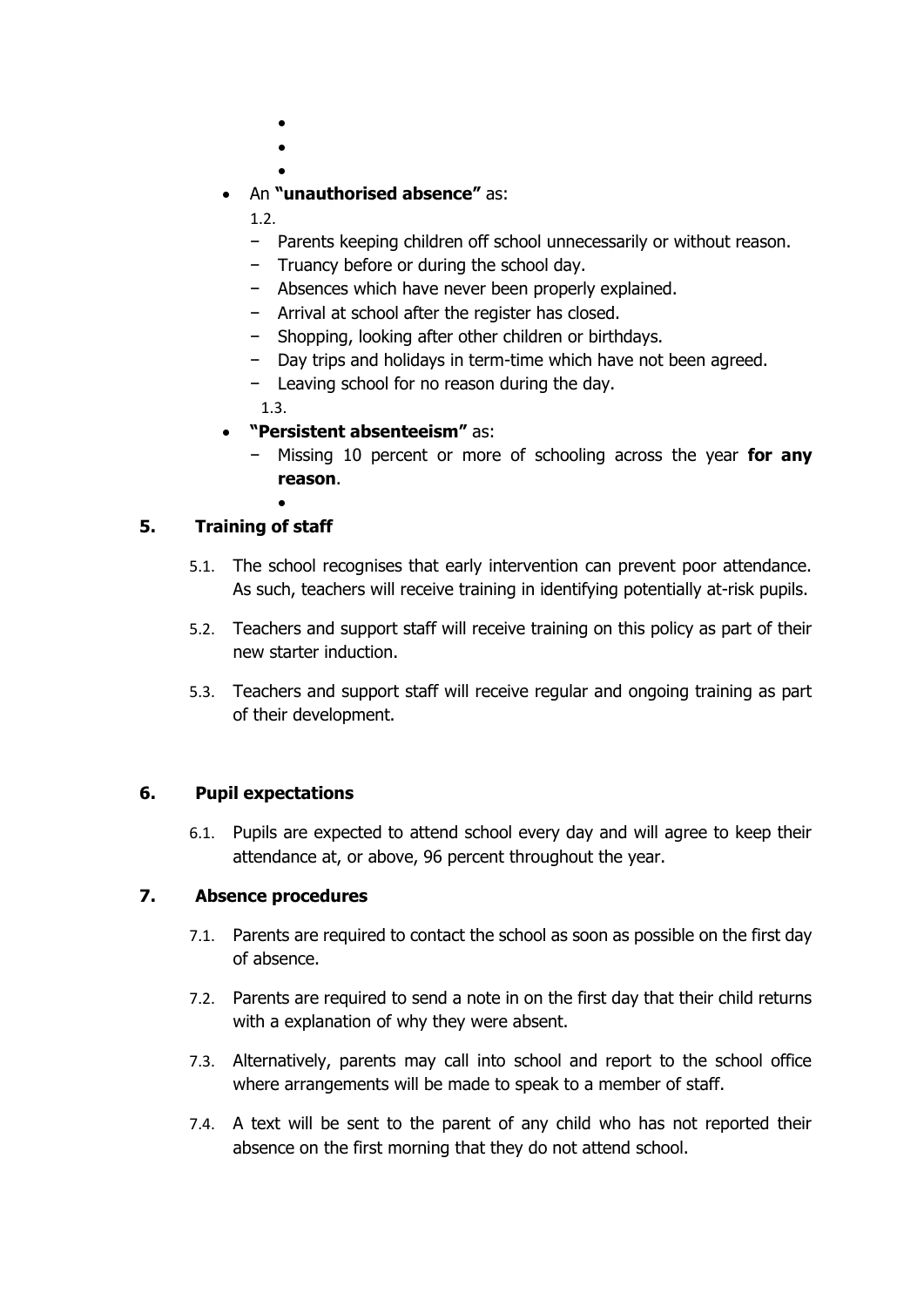- An **"unauthorised absence"** as:

  1.2.

  - Parents keeping children off school unnecessarily or without reason.
  - Truancy before or during the school day.
  - Absences which have never been properly explained.
  - Arrival at school after the register has closed.
  - Shopping, looking after other children or birthdays.
  - Day trips and holidays in term-time which have not been agreed.
  - Leaving school for no reason during the day.

  1.3.

- **"Persistent absenteeism"** as:
  - Missing 10 percent or more of schooling across the year **for any reason**.

## 5. Training of staff

5.1. The school recognises that early intervention can prevent poor attendance. As such, teachers will receive training in identifying potentially at-risk pupils.

5.2. Teachers and support staff will receive training on this policy as part of their new starter induction.

5.3. Teachers and support staff will receive regular and ongoing training as part of their development.

## 6. Pupil expectations

6.1. Pupils are expected to attend school every day and will agree to keep their attendance at, or above, 96 percent throughout the year.

## 7. Absence procedures

7.1. Parents are required to contact the school as soon as possible on the first day of absence.

7.2. Parents are required to send a note in on the first day that their child returns with a explanation of why they were absent.

7.3. Alternatively, parents may call into school and report to the school office where arrangements will be made to speak to a member of staff.

7.4. A text will be sent to the parent of any child who has not reported their absence on the first morning that they do not attend school.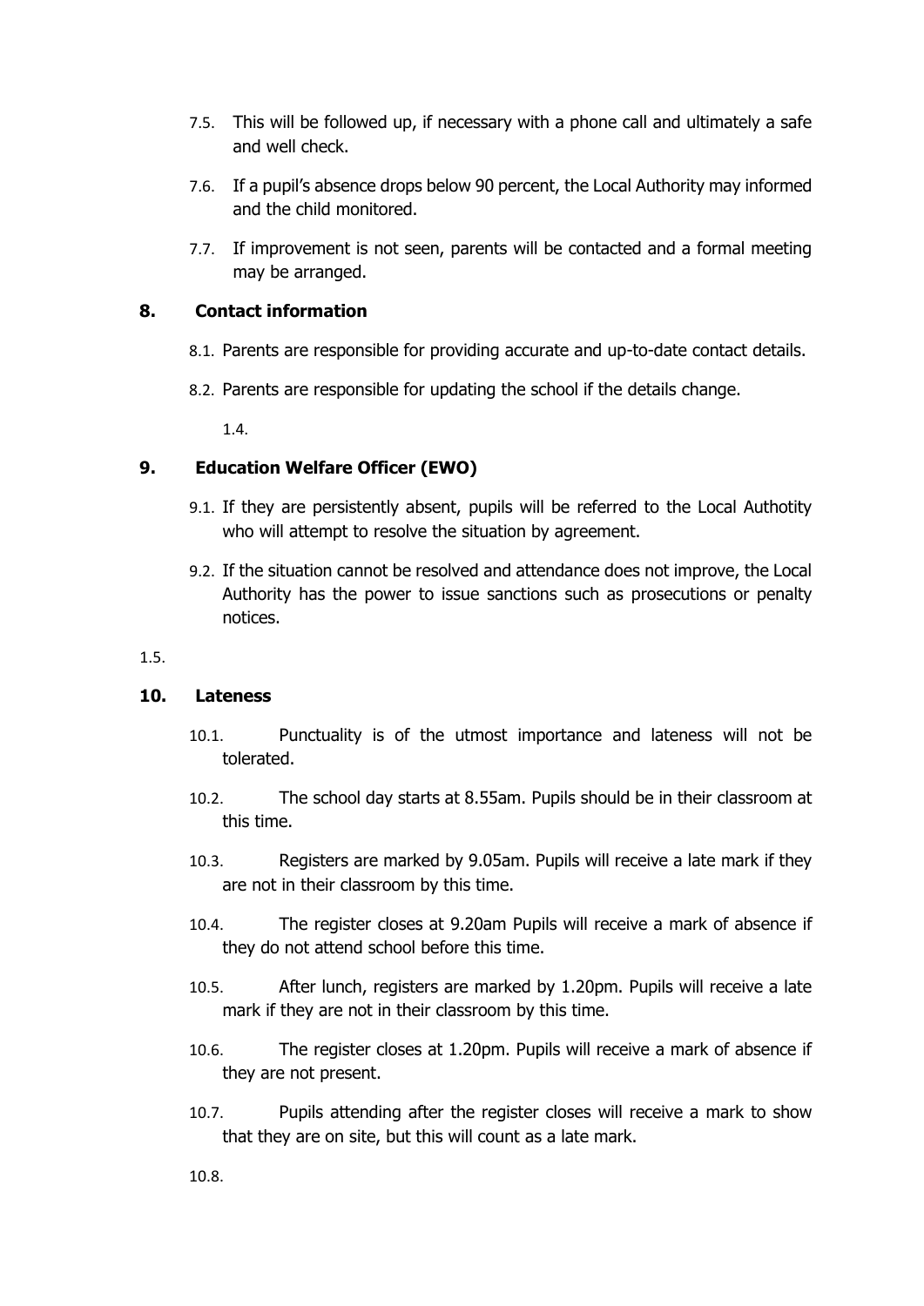7.5. This will be followed up, if necessary with a phone call and ultimately a safe and well check.

7.6. If a pupil's absence drops below 90 percent, the Local Authority may informed and the child monitored.

7.7. If improvement is not seen, parents will be contacted and a formal meeting may be arranged.

## 8. Contact information

8.1. Parents are responsible for providing accurate and up-to-date contact details.

8.2. Parents are responsible for updating the school if the details change.

1.4.

## 9. Education Welfare Officer (EWO)

9.1. If they are persistently absent, pupils will be referred to the Local Authotity who will attempt to resolve the situation by agreement.

9.2. If the situation cannot be resolved and attendance does not improve, the Local Authority has the power to issue sanctions such as prosecutions or penalty notices.

1.5.

## 10. Lateness

10.1. Punctuality is of the utmost importance and lateness will not be tolerated.

10.2. The school day starts at 8.55am. Pupils should be in their classroom at this time.

10.3. Registers are marked by 9.05am. Pupils will receive a late mark if they are not in their classroom by this time.

10.4. The register closes at 9.20am Pupils will receive a mark of absence if they do not attend school before this time.

10.5. After lunch, registers are marked by 1.20pm. Pupils will receive a late mark if they are not in their classroom by this time.

10.6. The register closes at 1.20pm. Pupils will receive a mark of absence if they are not present.

10.7. Pupils attending after the register closes will receive a mark to show that they are on site, but this will count as a late mark.

10.8.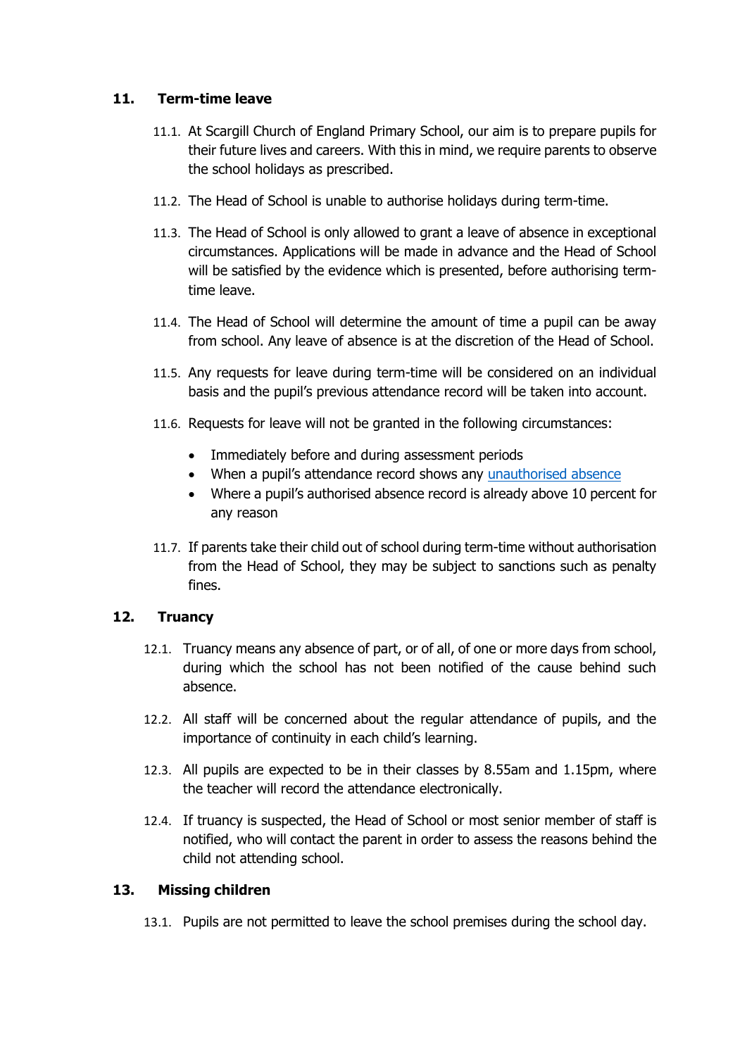## 11. Term-time leave

11.1. At Scargill Church of England Primary School, our aim is to prepare pupils for their future lives and careers. With this in mind, we require parents to observe the school holidays as prescribed.

11.2. The Head of School is unable to authorise holidays during term-time.

11.3. The Head of School is only allowed to grant a leave of absence in exceptional circumstances. Applications will be made in advance and the Head of School will be satisfied by the evidence which is presented, before authorising term-time leave.

11.4. The Head of School will determine the amount of time a pupil can be away from school. Any leave of absence is at the discretion of the Head of School.

11.5. Any requests for leave during term-time will be considered on an individual basis and the pupil's previous attendance record will be taken into account.

11.6. Requests for leave will not be granted in the following circumstances:

- Immediately before and during assessment periods
- When a pupil's attendance record shows any unauthorised absence
- Where a pupil's authorised absence record is already above 10 percent for any reason

11.7. If parents take their child out of school during term-time without authorisation from the Head of School, they may be subject to sanctions such as penalty fines.

## 12. Truancy

12.1. Truancy means any absence of part, or of all, of one or more days from school, during which the school has not been notified of the cause behind such absence.

12.2. All staff will be concerned about the regular attendance of pupils, and the importance of continuity in each child's learning.

12.3. All pupils are expected to be in their classes by 8.55am and 1.15pm, where the teacher will record the attendance electronically.

12.4. If truancy is suspected, the Head of School or most senior member of staff is notified, who will contact the parent in order to assess the reasons behind the child not attending school.

## 13. Missing children

13.1. Pupils are not permitted to leave the school premises during the school day.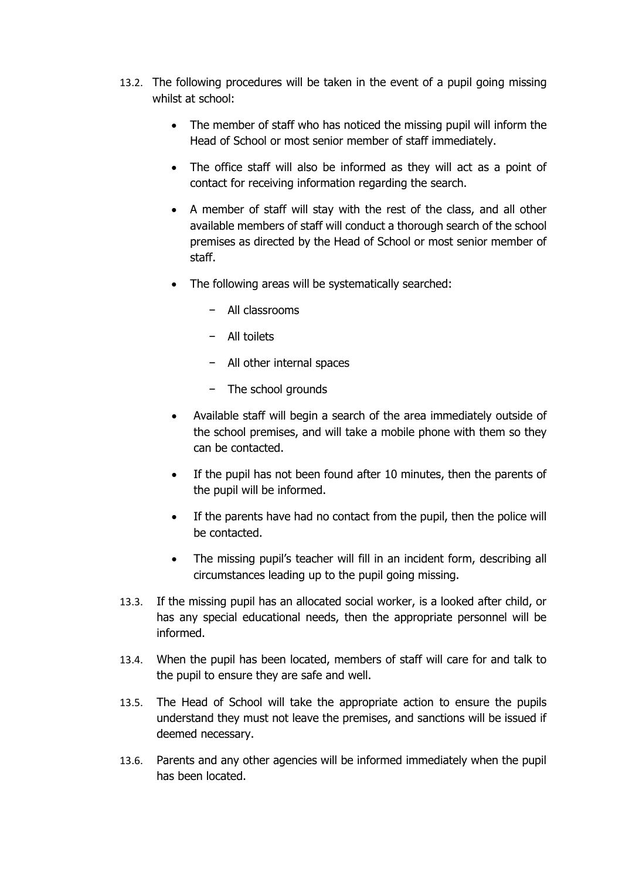13.2. The following procedures will be taken in the event of a pupil going missing whilst at school:

- The member of staff who has noticed the missing pupil will inform the Head of School or most senior member of staff immediately.
- The office staff will also be informed as they will act as a point of contact for receiving information regarding the search.
- A member of staff will stay with the rest of the class, and all other available members of staff will conduct a thorough search of the school premises as directed by the Head of School or most senior member of staff.
- The following areas will be systematically searched:
  - All classrooms
  - All toilets
  - All other internal spaces
  - The school grounds
- Available staff will begin a search of the area immediately outside of the school premises, and will take a mobile phone with them so they can be contacted.
- If the pupil has not been found after 10 minutes, then the parents of the pupil will be informed.
- If the parents have had no contact from the pupil, then the police will be contacted.
- The missing pupil's teacher will fill in an incident form, describing all circumstances leading up to the pupil going missing.

13.3. If the missing pupil has an allocated social worker, is a looked after child, or has any special educational needs, then the appropriate personnel will be informed.

13.4. When the pupil has been located, members of staff will care for and talk to the pupil to ensure they are safe and well.

13.5. The Head of School will take the appropriate action to ensure the pupils understand they must not leave the premises, and sanctions will be issued if deemed necessary.

13.6. Parents and any other agencies will be informed immediately when the pupil has been located.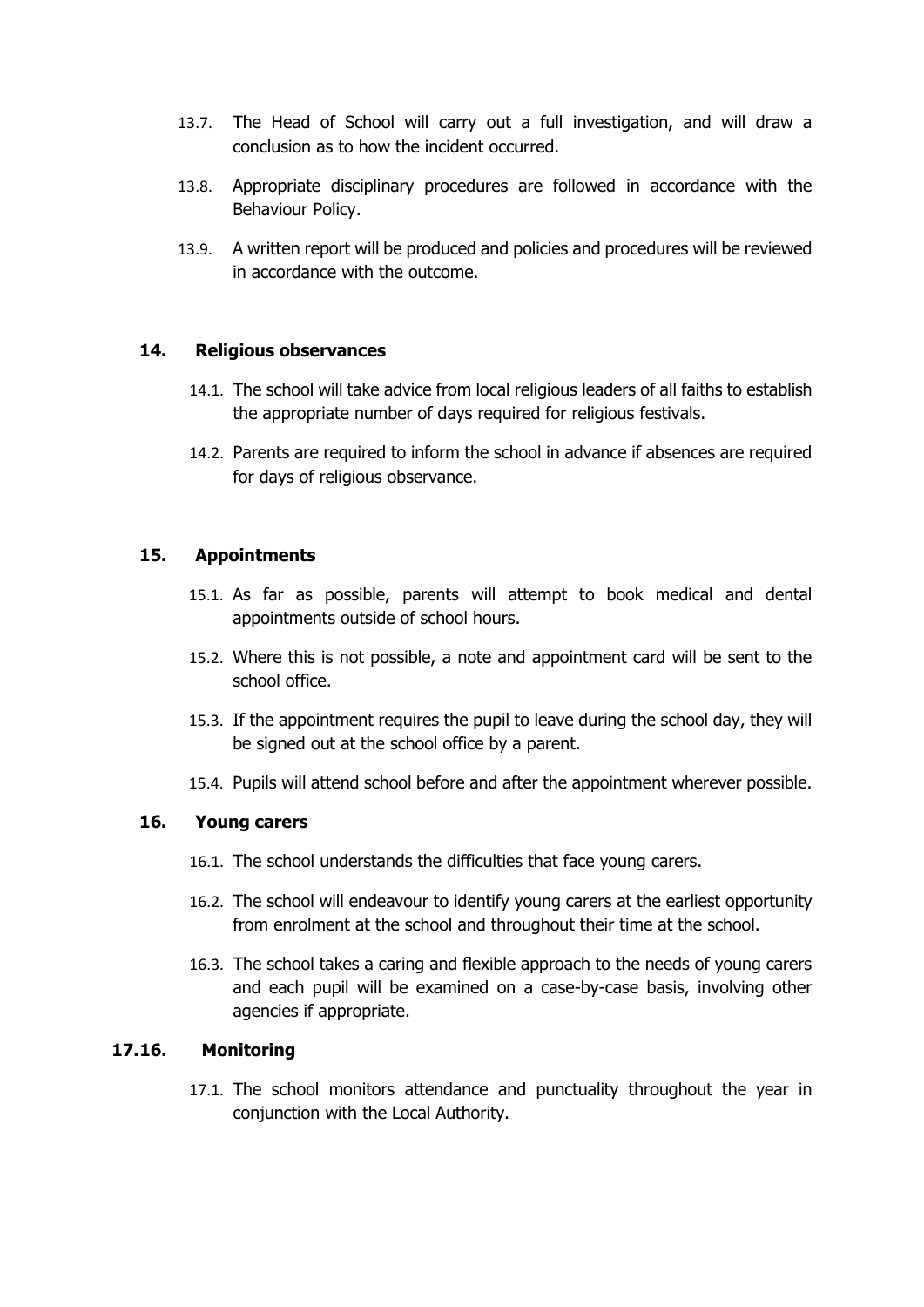13.7. The Head of School will carry out a full investigation, and will draw a conclusion as to how the incident occurred.

13.8. Appropriate disciplinary procedures are followed in accordance with the Behaviour Policy.

13.9. A written report will be produced and policies and procedures will be reviewed in accordance with the outcome.

## 14. Religious observances

14.1. The school will take advice from local religious leaders of all faiths to establish the appropriate number of days required for religious festivals.

14.2. Parents are required to inform the school in advance if absences are required for days of religious observance.

## 15. Appointments

15.1. As far as possible, parents will attempt to book medical and dental appointments outside of school hours.

15.2. Where this is not possible, a note and appointment card will be sent to the school office.

15.3. If the appointment requires the pupil to leave during the school day, they will be signed out at the school office by a parent.

15.4. Pupils will attend school before and after the appointment wherever possible.

## 16. Young carers

16.1. The school understands the difficulties that face young carers.

16.2. The school will endeavour to identify young carers at the earliest opportunity from enrolment at the school and throughout their time at the school.

16.3. The school takes a caring and flexible approach to the needs of young carers and each pupil will be examined on a case-by-case basis, involving other agencies if appropriate.

## 17.16. Monitoring

17.1. The school monitors attendance and punctuality throughout the year in conjunction with the Local Authority.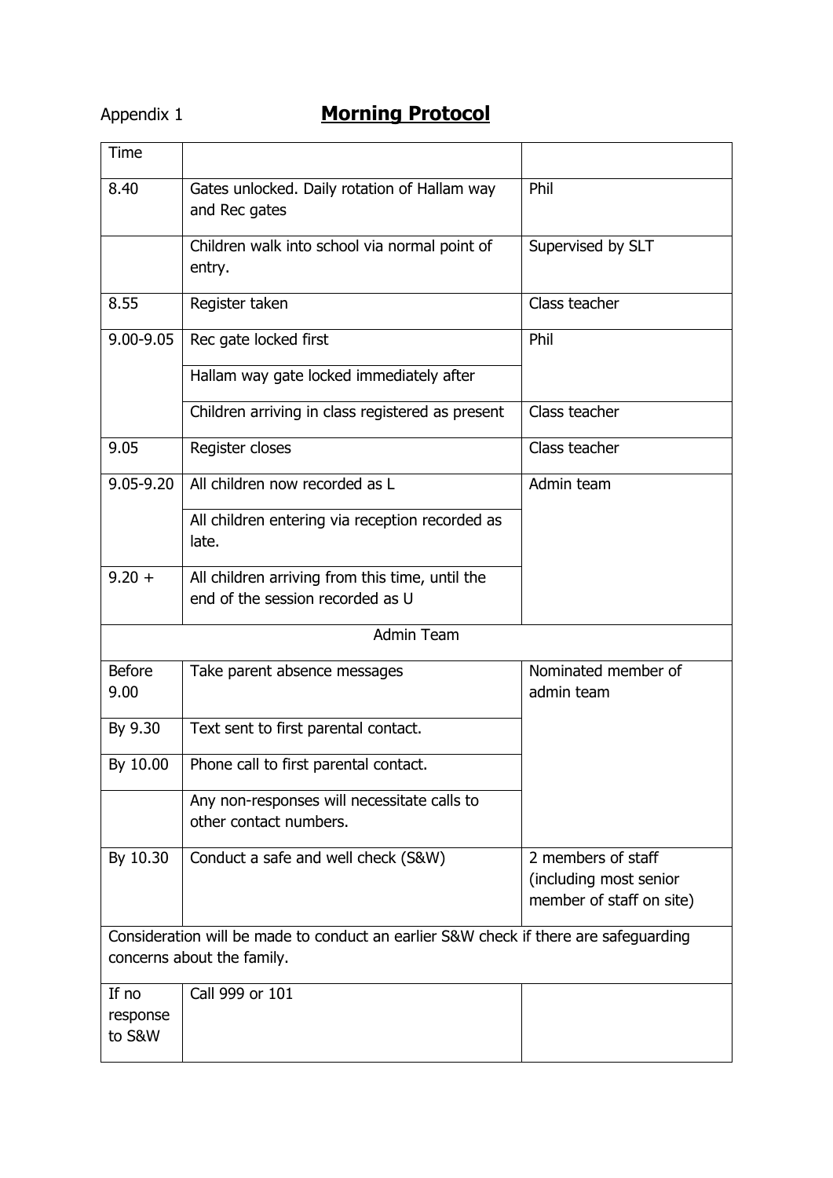Appendix 1

# **Morning Protocol**

| Time | | |
|---|---|---|
| 8.40 | Gates unlocked. Daily rotation of Hallam way and Rec gates | Phil |
| | Children walk into school via normal point of entry. | Supervised by SLT |
| 8.55 | Register taken | Class teacher |
| 9.00-9.05 | Rec gate locked first | Phil |
| | Hallam way gate locked immediately after | |
| | Children arriving in class registered as present | Class teacher |
| 9.05 | Register closes | Class teacher |
| 9.05-9.20 | All children now recorded as L | Admin team |
| | All children entering via reception recorded as late. | |
| 9.20 + | All children arriving from this time, until the end of the session recorded as U | |
| | Admin Team | |
| Before 9.00 | Take parent absence messages | Nominated member of admin team |
| By 9.30 | Text sent to first parental contact. | |
| By 10.00 | Phone call to first parental contact. | |
| | Any non-responses will necessitate calls to other contact numbers. | |
| By 10.30 | Conduct a safe and well check (S&W) | 2 members of staff (including most senior member of staff on site) |
| Consideration will be made to conduct an earlier S&W check if there are safeguarding concerns about the family. | | |
| If no response to S&W | Call 999 or 101 | |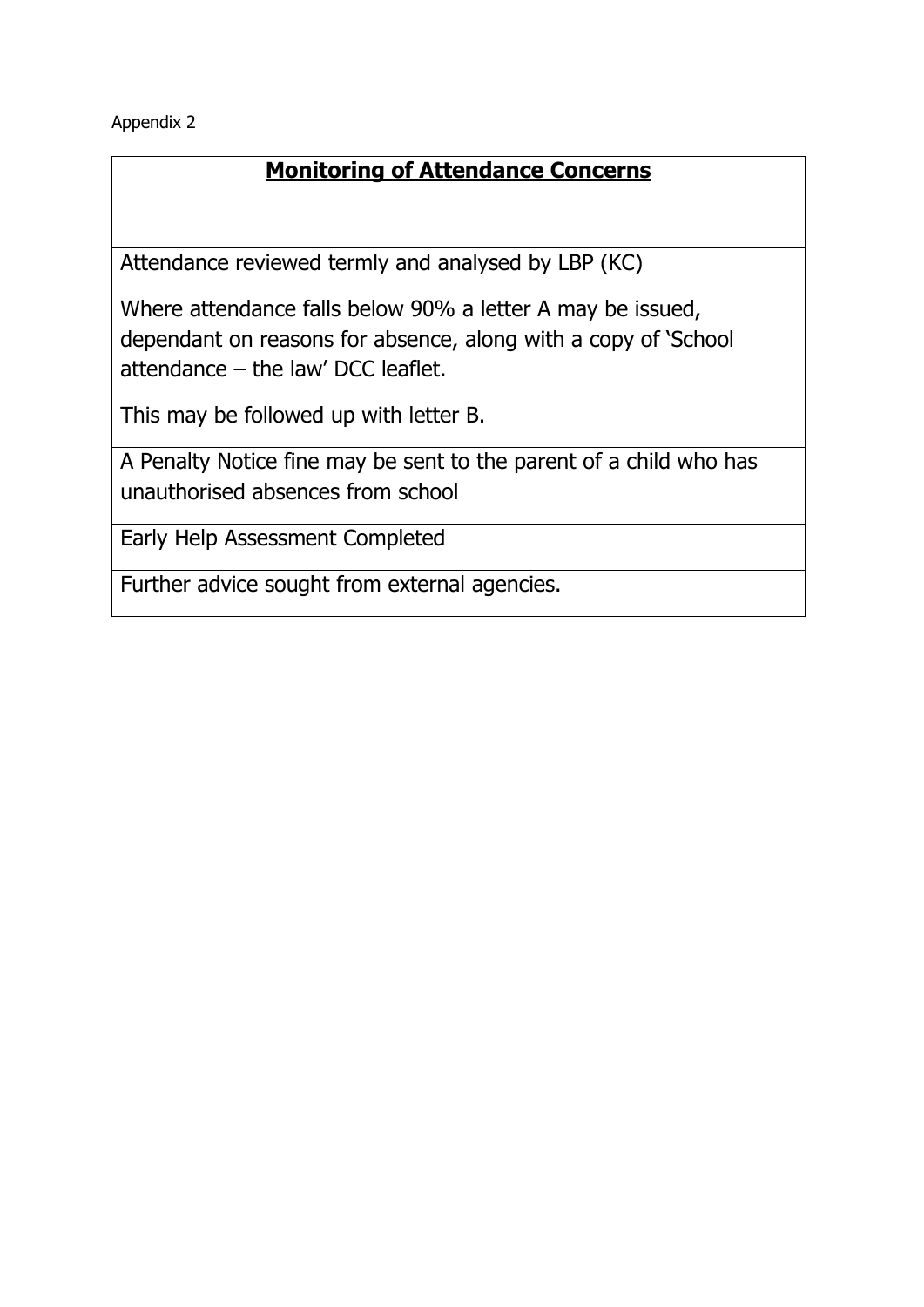Appendix 2

| **Monitoring of Attendance Concerns** |
| --- |
| Attendance reviewed termly and analysed by LBP (KC) |
| Where attendance falls below 90% a letter A may be issued, dependant on reasons for absence, along with a copy of 'School attendance – the law' DCC leaflet.<br><br>This may be followed up with letter B. |
| A Penalty Notice fine may be sent to the parent of a child who has unauthorised absences from school |
| Early Help Assessment Completed |
| Further advice sought from external agencies. |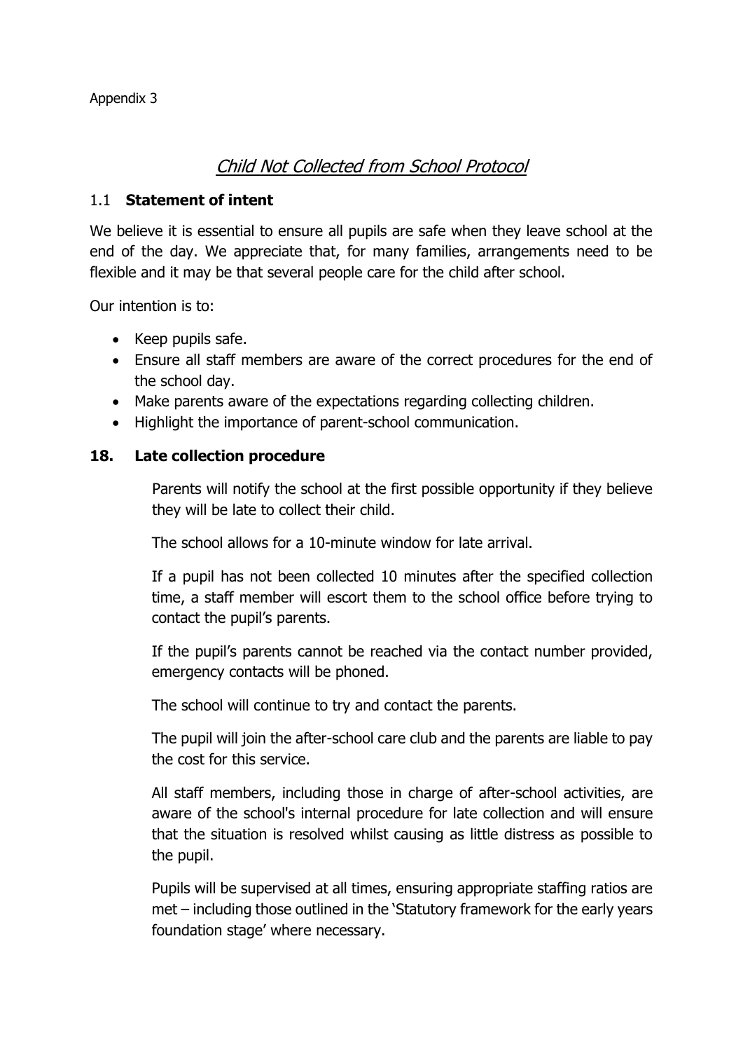Appendix 3

# *Child Not Collected from School Protocol*

## 1.1 **Statement of intent**

We believe it is essential to ensure all pupils are safe when they leave school at the end of the day. We appreciate that, for many families, arrangements need to be flexible and it may be that several people care for the child after school.

Our intention is to:

- Keep pupils safe.
- Ensure all staff members are aware of the correct procedures for the end of the school day.
- Make parents aware of the expectations regarding collecting children.
- Highlight the importance of parent-school communication.

## 18. **Late collection procedure**

Parents will notify the school at the first possible opportunity if they believe they will be late to collect their child.

The school allows for a 10-minute window for late arrival.

If a pupil has not been collected 10 minutes after the specified collection time, a staff member will escort them to the school office before trying to contact the pupil's parents.

If the pupil's parents cannot be reached via the contact number provided, emergency contacts will be phoned.

The school will continue to try and contact the parents.

The pupil will join the after-school care club and the parents are liable to pay the cost for this service.

All staff members, including those in charge of after-school activities, are aware of the school's internal procedure for late collection and will ensure that the situation is resolved whilst causing as little distress as possible to the pupil.

Pupils will be supervised at all times, ensuring appropriate staffing ratios are met – including those outlined in the 'Statutory framework for the early years foundation stage' where necessary.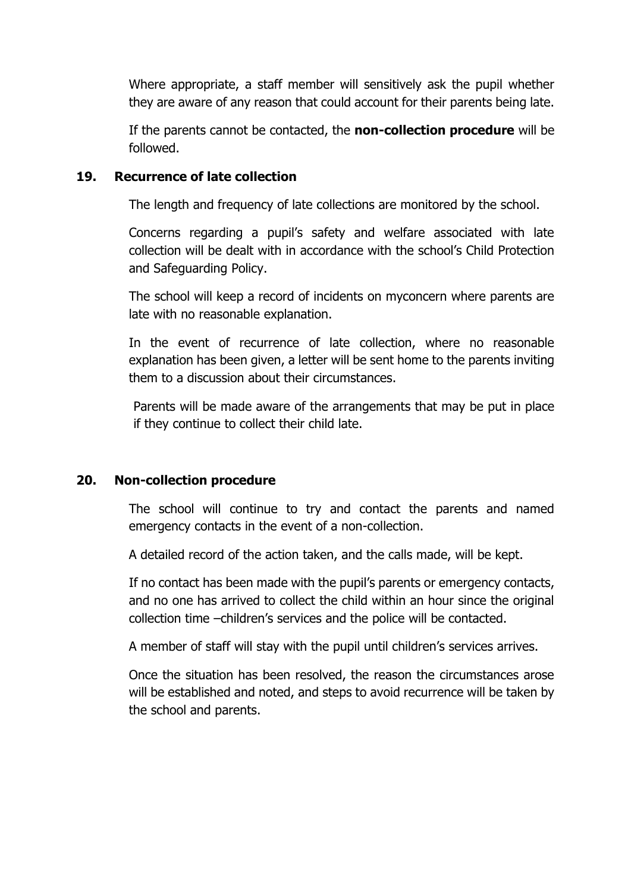Where appropriate, a staff member will sensitively ask the pupil whether they are aware of any reason that could account for their parents being late.

If the parents cannot be contacted, the **non-collection procedure** will be followed.

## 19. Recurrence of late collection

The length and frequency of late collections are monitored by the school.

Concerns regarding a pupil's safety and welfare associated with late collection will be dealt with in accordance with the school's Child Protection and Safeguarding Policy.

The school will keep a record of incidents on myconcern where parents are late with no reasonable explanation.

In the event of recurrence of late collection, where no reasonable explanation has been given, a letter will be sent home to the parents inviting them to a discussion about their circumstances.

Parents will be made aware of the arrangements that may be put in place if they continue to collect their child late.

## 20. Non-collection procedure

The school will continue to try and contact the parents and named emergency contacts in the event of a non-collection.

A detailed record of the action taken, and the calls made, will be kept.

If no contact has been made with the pupil's parents or emergency contacts, and no one has arrived to collect the child within an hour since the original collection time –children's services and the police will be contacted.

A member of staff will stay with the pupil until children's services arrives.

Once the situation has been resolved, the reason the circumstances arose will be established and noted, and steps to avoid recurrence will be taken by the school and parents.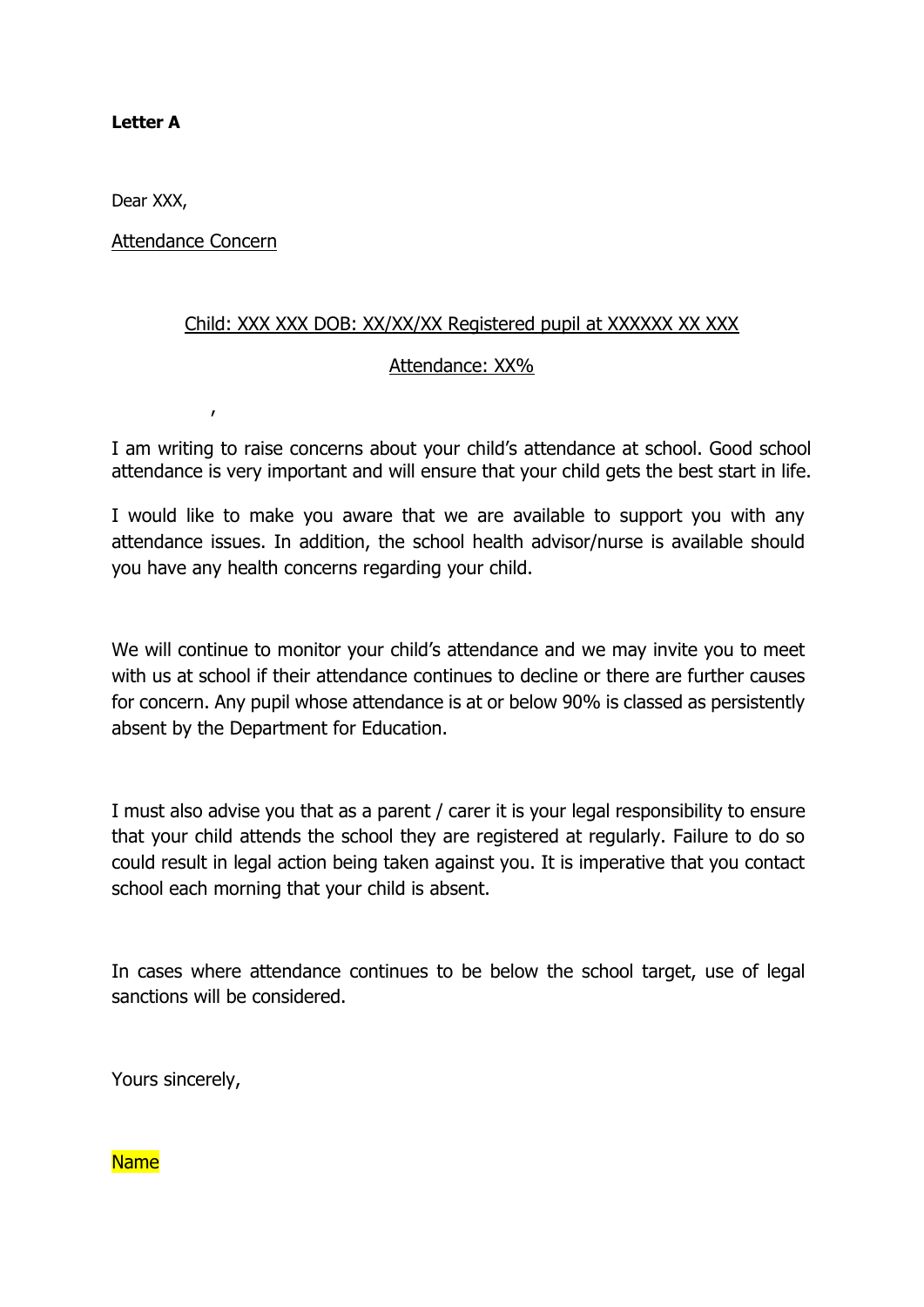**Letter A**

Dear XXX,

<u>Attendance Concern</u>

<u>Child: XXX XXX DOB: XX/XX/XX Registered pupil at XXXXXX XX XXX</u>

<u>Attendance: XX%</u>

,

I am writing to raise concerns about your child's attendance at school. Good school attendance is very important and will ensure that your child gets the best start in life.

I would like to make you aware that we are available to support you with any attendance issues. In addition, the school health advisor/nurse is available should you have any health concerns regarding your child.

We will continue to monitor your child's attendance and we may invite you to meet with us at school if their attendance continues to decline or there are further causes for concern. Any pupil whose attendance is at or below 90% is classed as persistently absent by the Department for Education.

I must also advise you that as a parent / carer it is your legal responsibility to ensure that your child attends the school they are registered at regularly. Failure to do so could result in legal action being taken against you. It is imperative that you contact school each morning that your child is absent.

In cases where attendance continues to be below the school target, use of legal sanctions will be considered.

Yours sincerely,

Name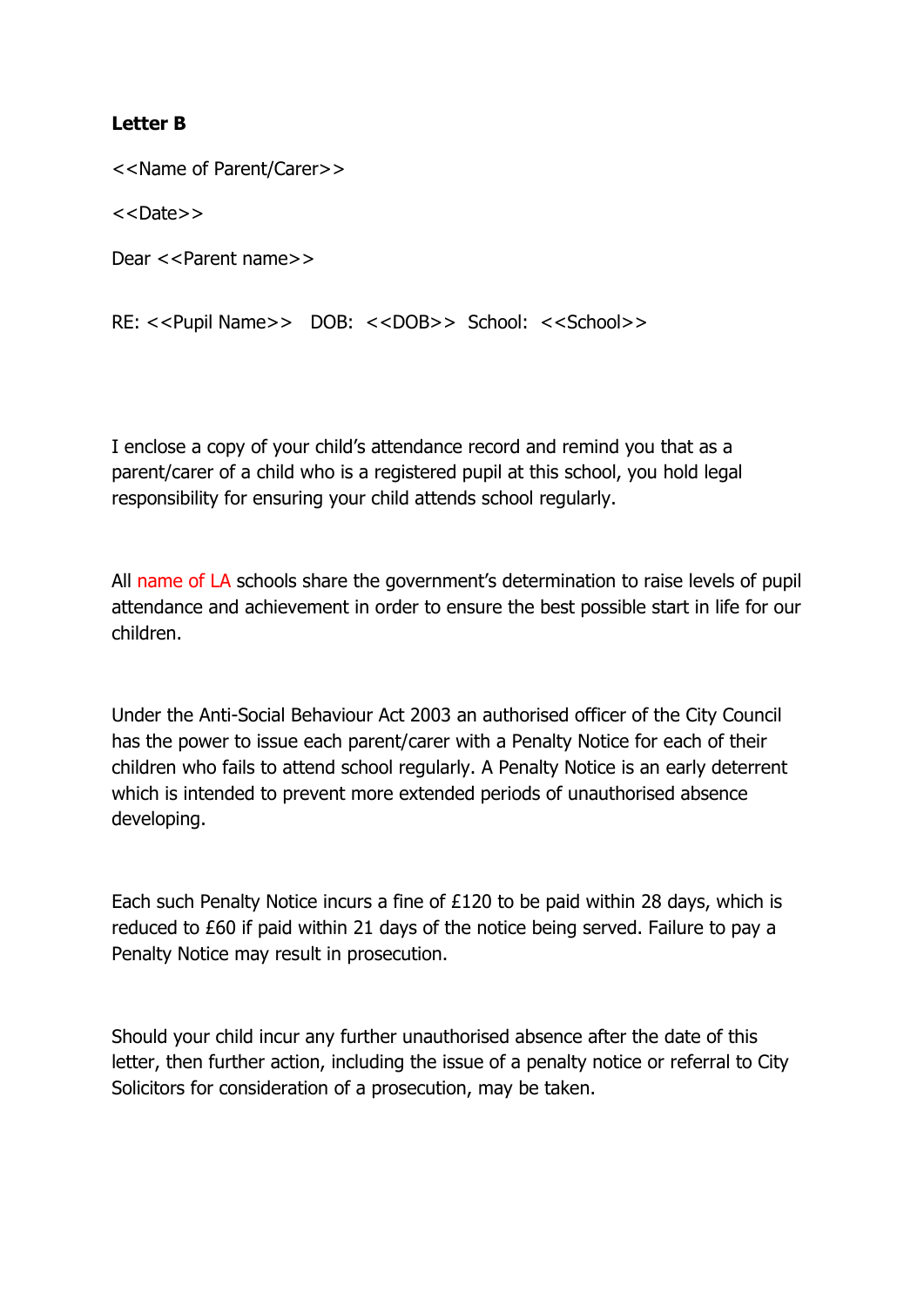**Letter B**

<<Name of Parent/Carer>>

<<Date>>

Dear <<Parent name>>

RE: <<Pupil Name>>   DOB:  <<DOB>>  School:  <<School>>

I enclose a copy of your child's attendance record and remind you that as a parent/carer of a child who is a registered pupil at this school, you hold legal responsibility for ensuring your child attends school regularly.

All name of LA schools share the government's determination to raise levels of pupil attendance and achievement in order to ensure the best possible start in life for our children.

Under the Anti-Social Behaviour Act 2003 an authorised officer of the City Council has the power to issue each parent/carer with a Penalty Notice for each of their children who fails to attend school regularly. A Penalty Notice is an early deterrent which is intended to prevent more extended periods of unauthorised absence developing.

Each such Penalty Notice incurs a fine of £120 to be paid within 28 days, which is reduced to £60 if paid within 21 days of the notice being served. Failure to pay a Penalty Notice may result in prosecution.

Should your child incur any further unauthorised absence after the date of this letter, then further action, including the issue of a penalty notice or referral to City Solicitors for consideration of a prosecution, may be taken.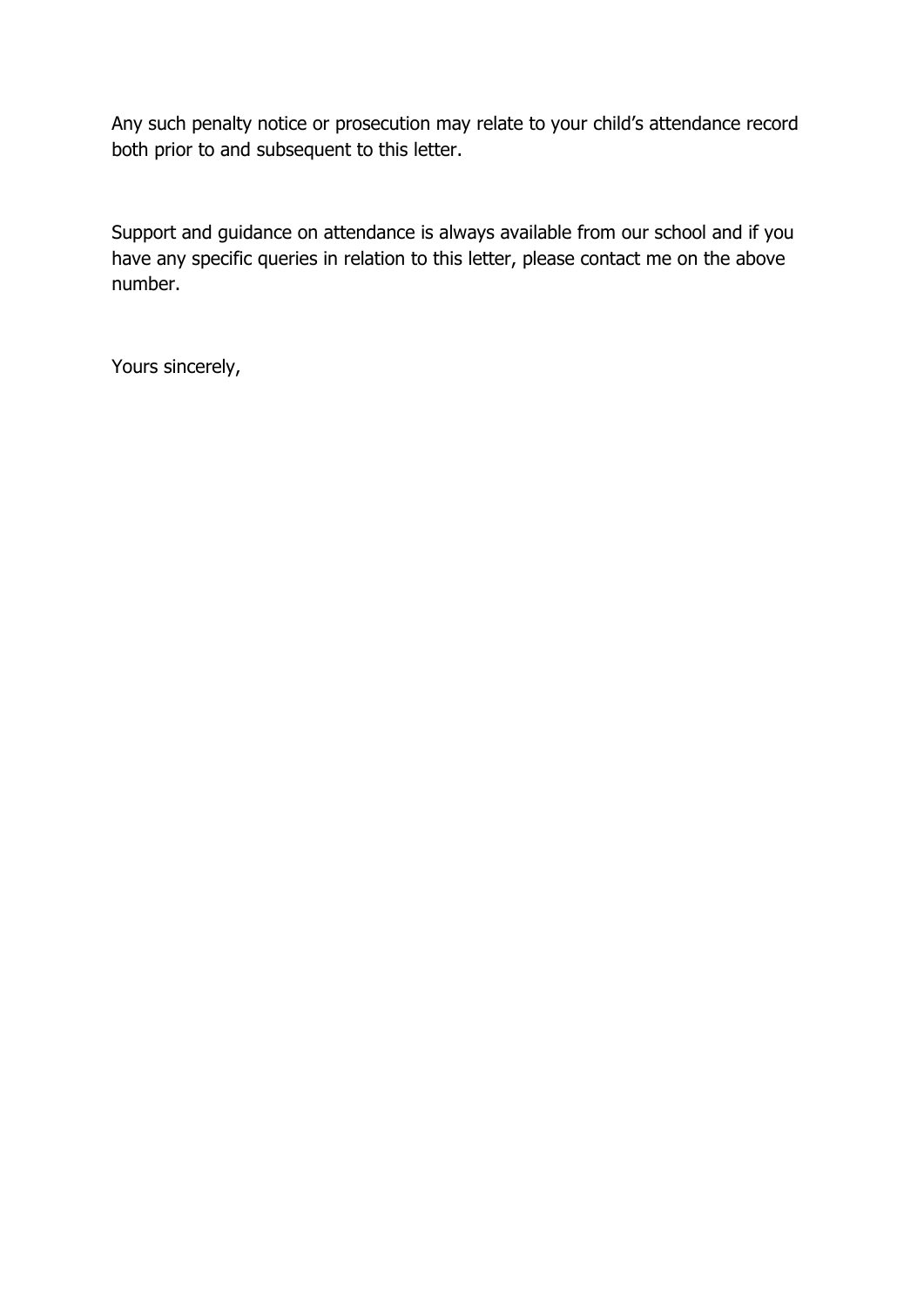Any such penalty notice or prosecution may relate to your child's attendance record both prior to and subsequent to this letter.

Support and guidance on attendance is always available from our school and if you have any specific queries in relation to this letter, please contact me on the above number.

Yours sincerely,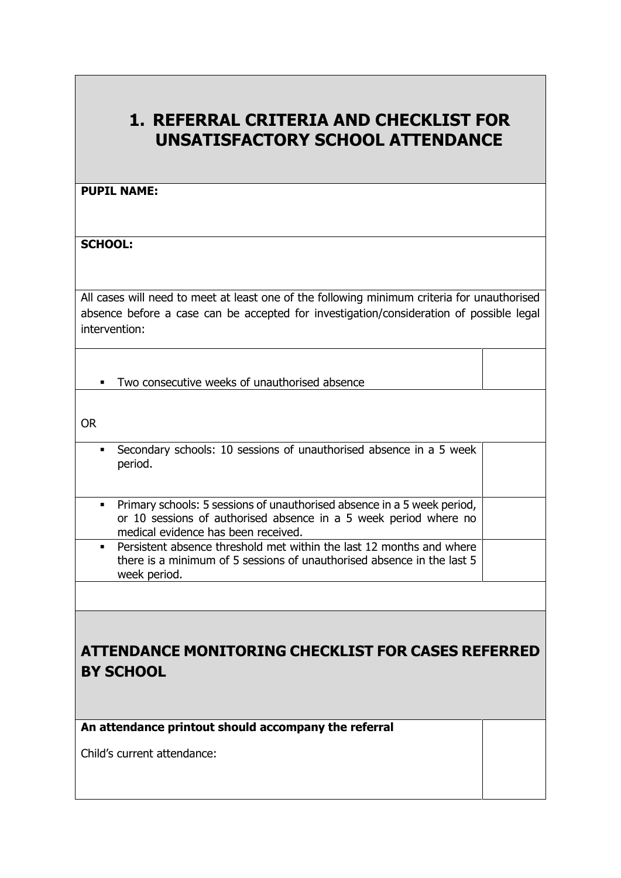# 1. REFERRAL CRITERIA AND CHECKLIST FOR UNSATISFACTORY SCHOOL ATTENDANCE

**PUPIL NAME:**

**SCHOOL:**

All cases will need to meet at least one of the following minimum criteria for unauthorised absence before a case can be accepted for investigation/consideration of possible legal intervention:

| Criteria | |
|---|---|
| ▪ Two consecutive weeks of unauthorised absence | |
| OR | |
| ▪ Secondary schools: 10 sessions of unauthorised absence in a 5 week period. | |
| ▪ Primary schools: 5 sessions of unauthorised absence in a 5 week period, or 10 sessions of authorised absence in a 5 week period where no medical evidence has been received. | |
| ▪ Persistent absence threshold met within the last 12 months and where there is a minimum of 5 sessions of unauthorised absence in the last 5 week period. | |

## ATTENDANCE MONITORING CHECKLIST FOR CASES REFERRED BY SCHOOL

| Item | |
|---|---|
| **An attendance printout should accompany the referral**<br><br>Child's current attendance: | |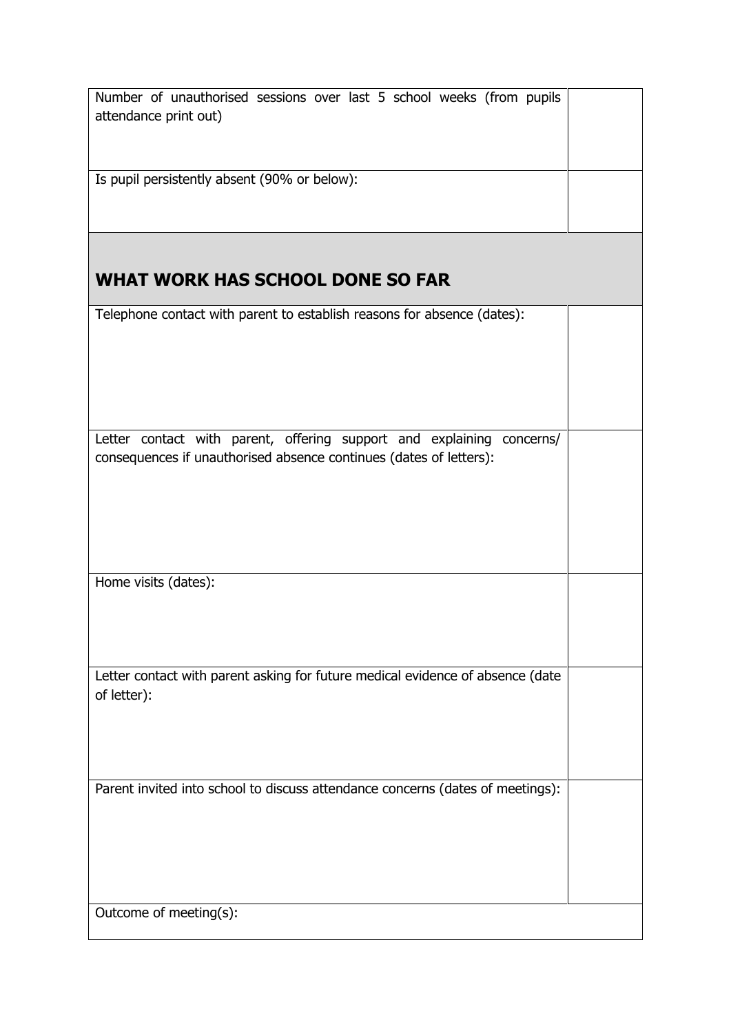| | |
|---|---|
| Number of unauthorised sessions over last 5 school weeks (from pupils attendance print out) | |
| Is pupil persistently absent (90% or below): | |
| **WHAT WORK HAS SCHOOL DONE SO FAR** | |
| Telephone contact with parent to establish reasons for absence (dates): | |
| Letter contact with parent, offering support and explaining concerns/ consequences if unauthorised absence continues (dates of letters): | |
| Home visits (dates): | |
| Letter contact with parent asking for future medical evidence of absence (date of letter): | |
| Parent invited into school to discuss attendance concerns (dates of meetings): | |
| Outcome of meeting(s): | |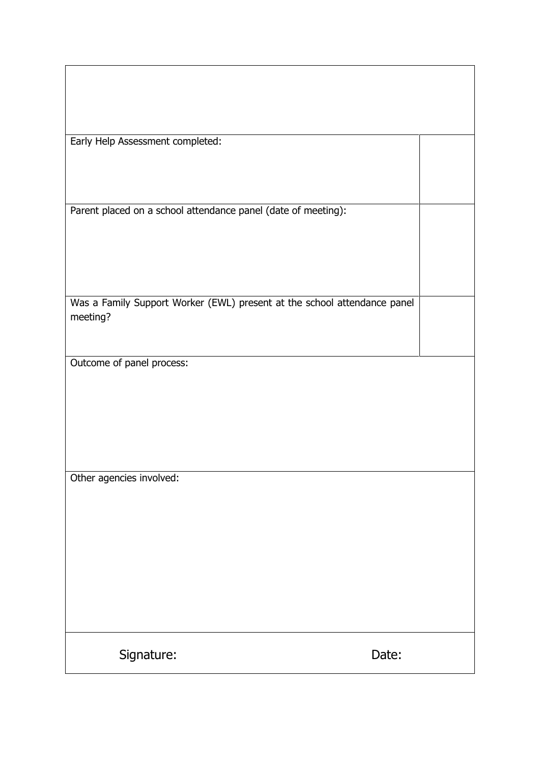| | |
|---|---|
| | |
| Early Help Assessment completed: | |
| Parent placed on a school attendance panel (date of meeting): | |
| Was a Family Support Worker (EWL) present at the school attendance panel meeting? | |
| Outcome of panel process: | |
| Other agencies involved: | |
| Signature: | Date: |